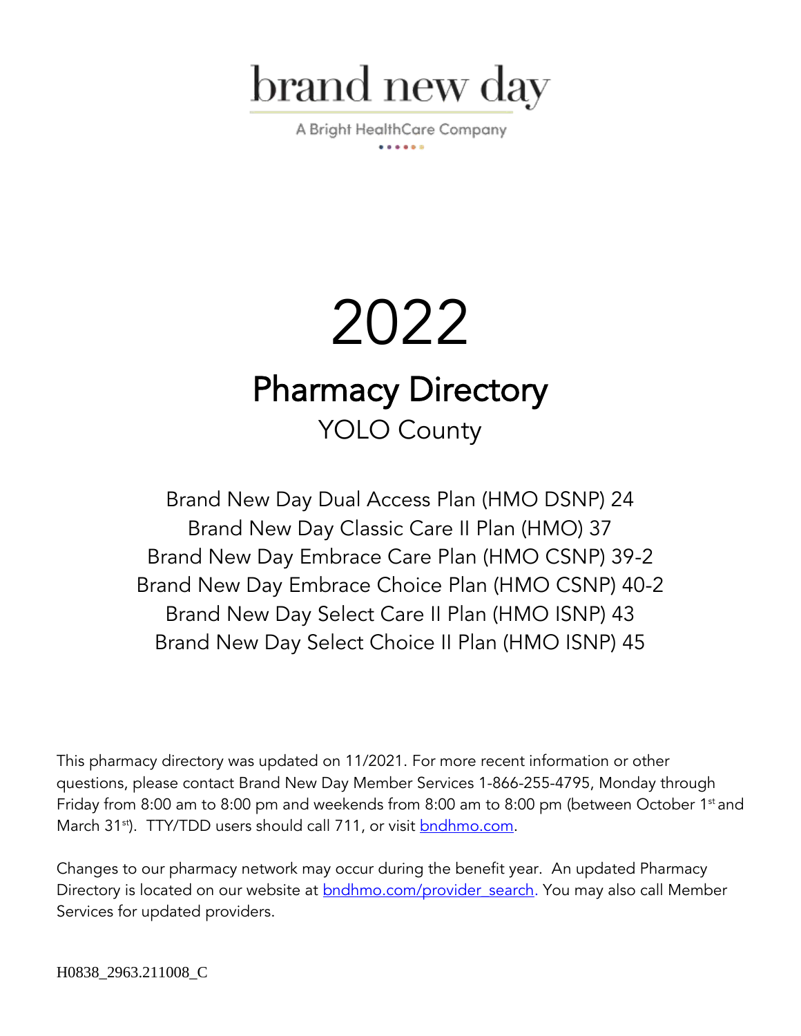brand new day

A Bright HealthCare Company

# 2022

## Pharmacy Directory

YOLO County

Brand New Day Dual Access Plan (HMO DSNP) 24
Brand New Day Classic Care II Plan (HMO) 37
Brand New Day Embrace Care Plan (HMO CSNP) 39-2
Brand New Day Embrace Choice Plan (HMO CSNP) 40-2
Brand New Day Select Care II Plan (HMO ISNP) 43
Brand New Day Select Choice II Plan (HMO ISNP) 45

This pharmacy directory was updated on 11/2021. For more recent information or other questions, please contact Brand New Day Member Services 1-866-255-4795, Monday through Friday from 8:00 am to 8:00 pm and weekends from 8:00 am to 8:00 pm (between October 1st and March 31st). TTY/TDD users should call 711, or visit bndhmo.com.

Changes to our pharmacy network may occur during the benefit year. An updated Pharmacy Directory is located on our website at bndhmo.com/provider_search. You may also call Member Services for updated providers.

H0838_2963.211008_C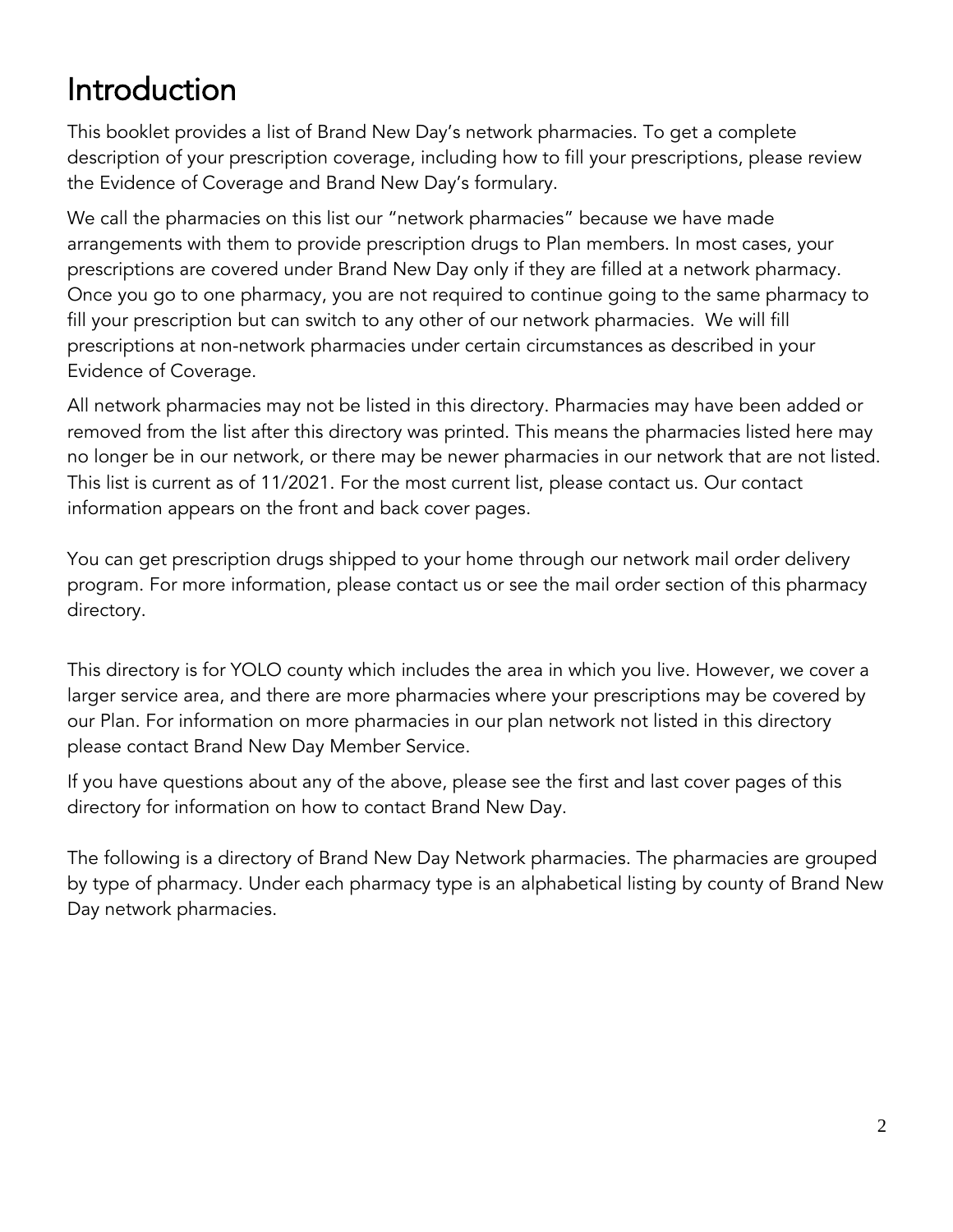# Introduction

This booklet provides a list of Brand New Day's network pharmacies. To get a complete description of your prescription coverage, including how to fill your prescriptions, please review the Evidence of Coverage and Brand New Day's formulary.

We call the pharmacies on this list our "network pharmacies" because we have made arrangements with them to provide prescription drugs to Plan members. In most cases, your prescriptions are covered under Brand New Day only if they are filled at a network pharmacy. Once you go to one pharmacy, you are not required to continue going to the same pharmacy to fill your prescription but can switch to any other of our network pharmacies.  We will fill prescriptions at non-network pharmacies under certain circumstances as described in your Evidence of Coverage.

All network pharmacies may not be listed in this directory. Pharmacies may have been added or removed from the list after this directory was printed. This means the pharmacies listed here may no longer be in our network, or there may be newer pharmacies in our network that are not listed. This list is current as of 11/2021. For the most current list, please contact us. Our contact information appears on the front and back cover pages.

You can get prescription drugs shipped to your home through our network mail order delivery program. For more information, please contact us or see the mail order section of this pharmacy directory.

This directory is for YOLO county which includes the area in which you live. However, we cover a larger service area, and there are more pharmacies where your prescriptions may be covered by our Plan. For information on more pharmacies in our plan network not listed in this directory please contact Brand New Day Member Service.

If you have questions about any of the above, please see the first and last cover pages of this directory for information on how to contact Brand New Day.

The following is a directory of Brand New Day Network pharmacies. The pharmacies are grouped by type of pharmacy. Under each pharmacy type is an alphabetical listing by county of Brand New Day network pharmacies.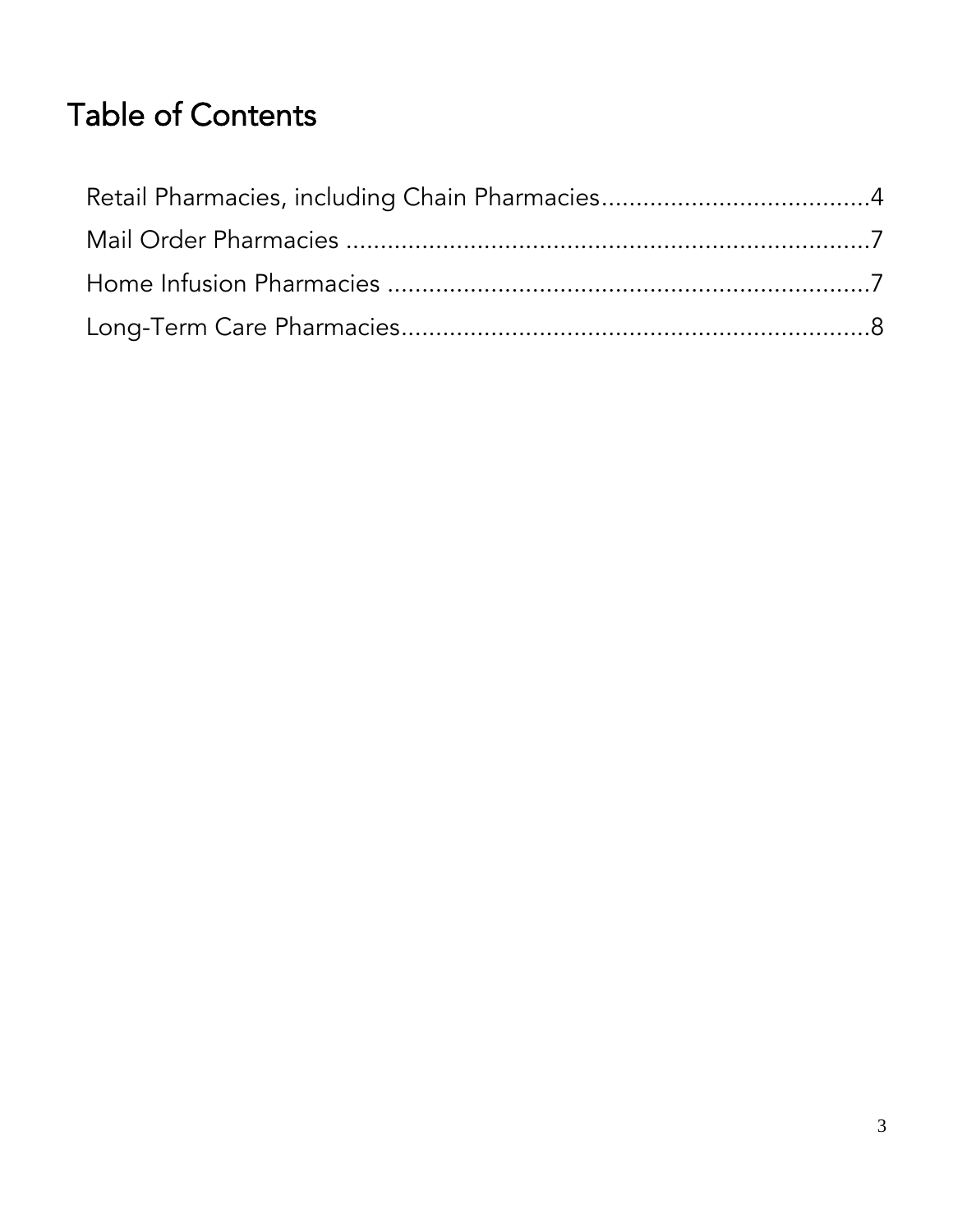# Table of Contents

Retail Pharmacies, including Chain Pharmacies........................................4

Mail Order Pharmacies ..............................................................................7

Home Infusion Pharmacies ........................................................................7

Long-Term Care Pharmacies......................................................................8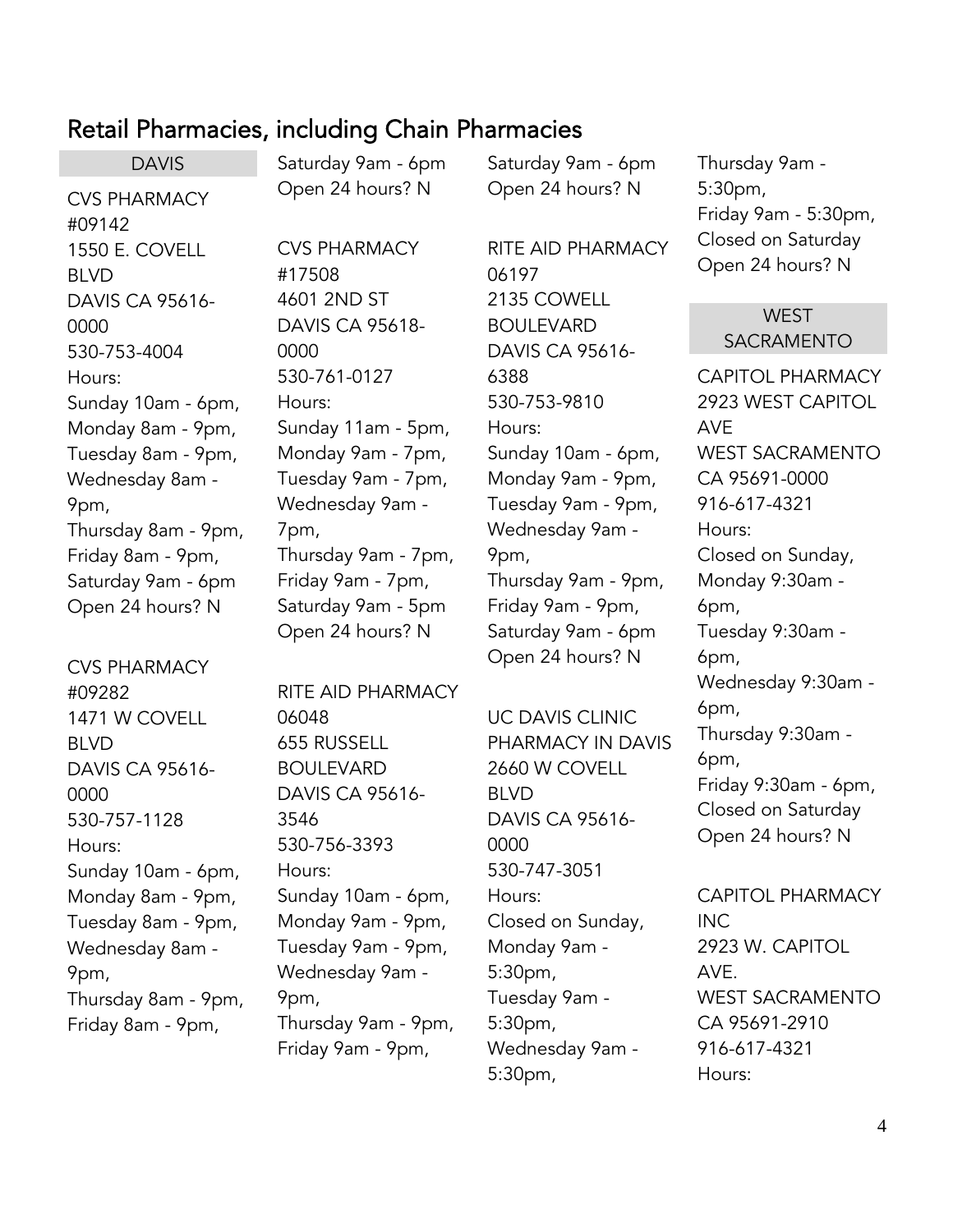## Retail Pharmacies, including Chain Pharmacies

### DAVIS

CVS PHARMACY #09142
1550 E. COVELL BLVD
DAVIS CA 95616-0000
530-753-4004
Hours:
Sunday 10am - 6pm,
Monday 8am - 9pm,
Tuesday 8am - 9pm,
Wednesday 8am - 9pm,
Thursday 8am - 9pm,
Friday 8am - 9pm,
Saturday 9am - 6pm
Open 24 hours? N

CVS PHARMACY #09282
1471 W COVELL BLVD
DAVIS CA 95616-0000
530-757-1128
Hours:
Sunday 10am - 6pm,
Monday 8am - 9pm,
Tuesday 8am - 9pm,
Wednesday 8am - 9pm,
Thursday 8am - 9pm,
Friday 8am - 9pm,
Saturday 9am - 6pm
Open 24 hours? N

CVS PHARMACY #17508
4601 2ND ST
DAVIS CA 95618-0000
530-761-0127
Hours:
Sunday 11am - 5pm,
Monday 9am - 7pm,
Tuesday 9am - 7pm,
Wednesday 9am - 7pm,
Thursday 9am - 7pm,
Friday 9am - 7pm,
Saturday 9am - 5pm
Open 24 hours? N

RITE AID PHARMACY 06048
655 RUSSELL BOULEVARD
DAVIS CA 95616-3546
530-756-3393
Hours:
Sunday 10am - 6pm,
Monday 9am - 9pm,
Tuesday 9am - 9pm,
Wednesday 9am - 9pm,
Thursday 9am - 9pm,
Friday 9am - 9pm,
Saturday 9am - 6pm
Open 24 hours? N

RITE AID PHARMACY 06197
2135 COWELL BOULEVARD
DAVIS CA 95616-6388
530-753-9810
Hours:
Sunday 10am - 6pm,
Monday 9am - 9pm,
Tuesday 9am - 9pm,
Wednesday 9am - 9pm,
Thursday 9am - 9pm,
Friday 9am - 9pm,
Saturday 9am - 6pm
Open 24 hours? N

UC DAVIS CLINIC PHARMACY IN DAVIS
2660 W COVELL BLVD
DAVIS CA 95616-0000
530-747-3051
Hours:
Closed on Sunday,
Monday 9am - 5:30pm,
Tuesday 9am - 5:30pm,
Wednesday 9am - 5:30pm,
Thursday 9am - 5:30pm,
Friday 9am - 5:30pm,
Closed on Saturday
Open 24 hours? N

### WEST SACRAMENTO

CAPITOL PHARMACY
2923 WEST CAPITOL AVE
WEST SACRAMENTO CA 95691-0000
916-617-4321
Hours:
Closed on Sunday,
Monday 9:30am - 6pm,
Tuesday 9:30am - 6pm,
Wednesday 9:30am - 6pm,
Thursday 9:30am - 6pm,
Friday 9:30am - 6pm,
Closed on Saturday
Open 24 hours? N

CAPITOL PHARMACY INC
2923 W. CAPITOL AVE.
WEST SACRAMENTO CA 95691-2910
916-617-4321
Hours: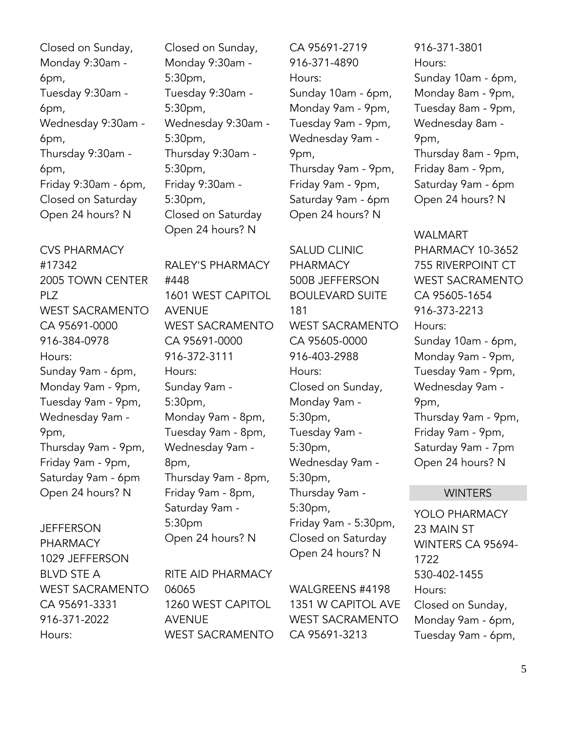Closed on Sunday,
Monday 9:30am - 6pm,
Tuesday 9:30am - 6pm,
Wednesday 9:30am - 6pm,
Thursday 9:30am - 6pm,
Friday 9:30am - 6pm,
Closed on Saturday
Open 24 hours? N

CVS PHARMACY #17342
2005 TOWN CENTER PLZ
WEST SACRAMENTO CA 95691-0000
916-384-0978
Hours:
Sunday 9am - 6pm,
Monday 9am - 9pm,
Tuesday 9am - 9pm,
Wednesday 9am - 9pm,
Thursday 9am - 9pm,
Friday 9am - 9pm,
Saturday 9am - 6pm
Open 24 hours? N

JEFFERSON PHARMACY
1029 JEFFERSON BLVD STE A
WEST SACRAMENTO CA 95691-3331
916-371-2022
Hours:
Closed on Sunday,
Monday 9:30am - 5:30pm,
Tuesday 9:30am - 5:30pm,
Wednesday 9:30am - 5:30pm,
Thursday 9:30am - 5:30pm,
Friday 9:30am - 5:30pm,
Closed on Saturday
Open 24 hours? N

RALEY'S PHARMACY #448
1601 WEST CAPITOL AVENUE
WEST SACRAMENTO CA 95691-0000
916-372-3111
Hours:
Sunday 9am - 5:30pm,
Monday 9am - 8pm,
Tuesday 9am - 8pm,
Wednesday 9am - 8pm,
Thursday 9am - 8pm,
Friday 9am - 8pm,
Saturday 9am - 5:30pm
Open 24 hours? N

RITE AID PHARMACY 06065
1260 WEST CAPITOL AVENUE
WEST SACRAMENTO CA 95691-2719
916-371-4890
Hours:
Sunday 10am - 6pm,
Monday 9am - 9pm,
Tuesday 9am - 9pm,
Wednesday 9am - 9pm,
Thursday 9am - 9pm,
Friday 9am - 9pm,
Saturday 9am - 6pm
Open 24 hours? N

SALUD CLINIC PHARMACY
500B JEFFERSON BOULEVARD SUITE 181
WEST SACRAMENTO CA 95605-0000
916-403-2988
Hours:
Closed on Sunday,
Monday 9am - 5:30pm,
Tuesday 9am - 5:30pm,
Wednesday 9am - 5:30pm,
Thursday 9am - 5:30pm,
Friday 9am - 5:30pm,
Closed on Saturday
Open 24 hours? N

WALGREENS #4198
1351 W CAPITOL AVE
WEST SACRAMENTO CA 95691-3213
916-371-3801
Hours:
Sunday 10am - 6pm,
Monday 8am - 9pm,
Tuesday 8am - 9pm,
Wednesday 8am - 9pm,
Thursday 8am - 9pm,
Friday 8am - 9pm,
Saturday 9am - 6pm
Open 24 hours? N

WALMART PHARMACY 10-3652
755 RIVERPOINT CT
WEST SACRAMENTO CA 95605-1654
916-373-2213
Hours:
Sunday 10am - 6pm,
Monday 9am - 9pm,
Tuesday 9am - 9pm,
Wednesday 9am - 9pm,
Thursday 9am - 9pm,
Friday 9am - 9pm,
Saturday 9am - 7pm
Open 24 hours? N

## WINTERS

YOLO PHARMACY
23 MAIN ST
WINTERS CA 95694-1722
530-402-1455
Hours:
Closed on Sunday,
Monday 9am - 6pm,
Tuesday 9am - 6pm,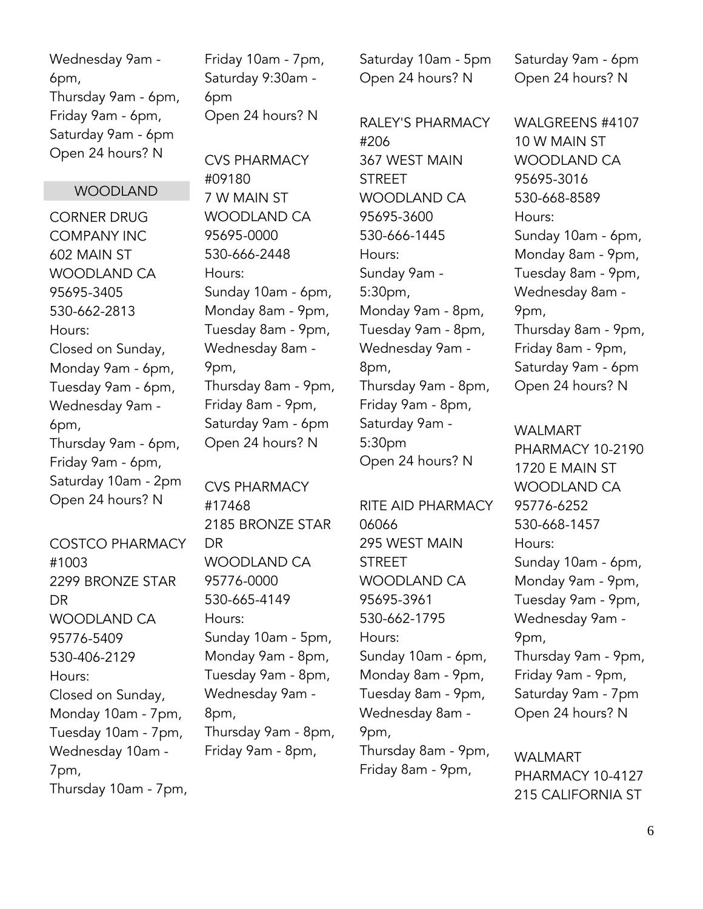Wednesday 9am - 6pm,
Thursday 9am - 6pm,
Friday 9am - 6pm,
Saturday 9am - 6pm
Open 24 hours? N

## WOODLAND

CORNER DRUG COMPANY INC
602 MAIN ST
WOODLAND CA 95695-3405
530-662-2813
Hours:
Closed on Sunday,
Monday 9am - 6pm,
Tuesday 9am - 6pm,
Wednesday 9am - 6pm,
Thursday 9am - 6pm,
Friday 9am - 6pm,
Saturday 10am - 2pm
Open 24 hours? N

COSTCO PHARMACY #1003
2299 BRONZE STAR DR
WOODLAND CA 95776-5409
530-406-2129
Hours:
Closed on Sunday,
Monday 10am - 7pm,
Tuesday 10am - 7pm,
Wednesday 10am - 7pm,
Thursday 10am - 7pm,
Friday 10am - 7pm,
Saturday 9:30am - 6pm
Open 24 hours? N

CVS PHARMACY #09180
7 W MAIN ST
WOODLAND CA 95695-0000
530-666-2448
Hours:
Sunday 10am - 6pm,
Monday 8am - 9pm,
Tuesday 8am - 9pm,
Wednesday 8am - 9pm,
Thursday 8am - 9pm,
Friday 8am - 9pm,
Saturday 9am - 6pm
Open 24 hours? N

CVS PHARMACY #17468
2185 BRONZE STAR DR
WOODLAND CA 95776-0000
530-665-4149
Hours:
Sunday 10am - 5pm,
Monday 9am - 8pm,
Tuesday 9am - 8pm,
Wednesday 9am - 8pm,
Thursday 9am - 8pm,
Friday 9am - 8pm,
Saturday 10am - 5pm
Open 24 hours? N

RALEY'S PHARMACY #206
367 WEST MAIN STREET
WOODLAND CA 95695-3600
530-666-1445
Hours:
Sunday 9am - 5:30pm,
Monday 9am - 8pm,
Tuesday 9am - 8pm,
Wednesday 9am - 8pm,
Thursday 9am - 8pm,
Friday 9am - 8pm,
Saturday 9am - 5:30pm
Open 24 hours? N

RITE AID PHARMACY 06066
295 WEST MAIN STREET
WOODLAND CA 95695-3961
530-662-1795
Hours:
Sunday 10am - 6pm,
Monday 8am - 9pm,
Tuesday 8am - 9pm,
Wednesday 8am - 9pm,
Thursday 8am - 9pm,
Friday 8am - 9pm,
Saturday 9am - 6pm
Open 24 hours? N

WALGREENS #4107
10 W MAIN ST
WOODLAND CA 95695-3016
530-668-8589
Hours:
Sunday 10am - 6pm,
Monday 8am - 9pm,
Tuesday 8am - 9pm,
Wednesday 8am - 9pm,
Thursday 8am - 9pm,
Friday 8am - 9pm,
Saturday 9am - 6pm
Open 24 hours? N

WALMART PHARMACY 10-2190
1720 E MAIN ST
WOODLAND CA 95776-6252
530-668-1457
Hours:
Sunday 10am - 6pm,
Monday 9am - 9pm,
Tuesday 9am - 9pm,
Wednesday 9am - 9pm,
Thursday 9am - 9pm,
Friday 9am - 9pm,
Saturday 9am - 7pm
Open 24 hours? N

WALMART PHARMACY 10-4127
215 CALIFORNIA ST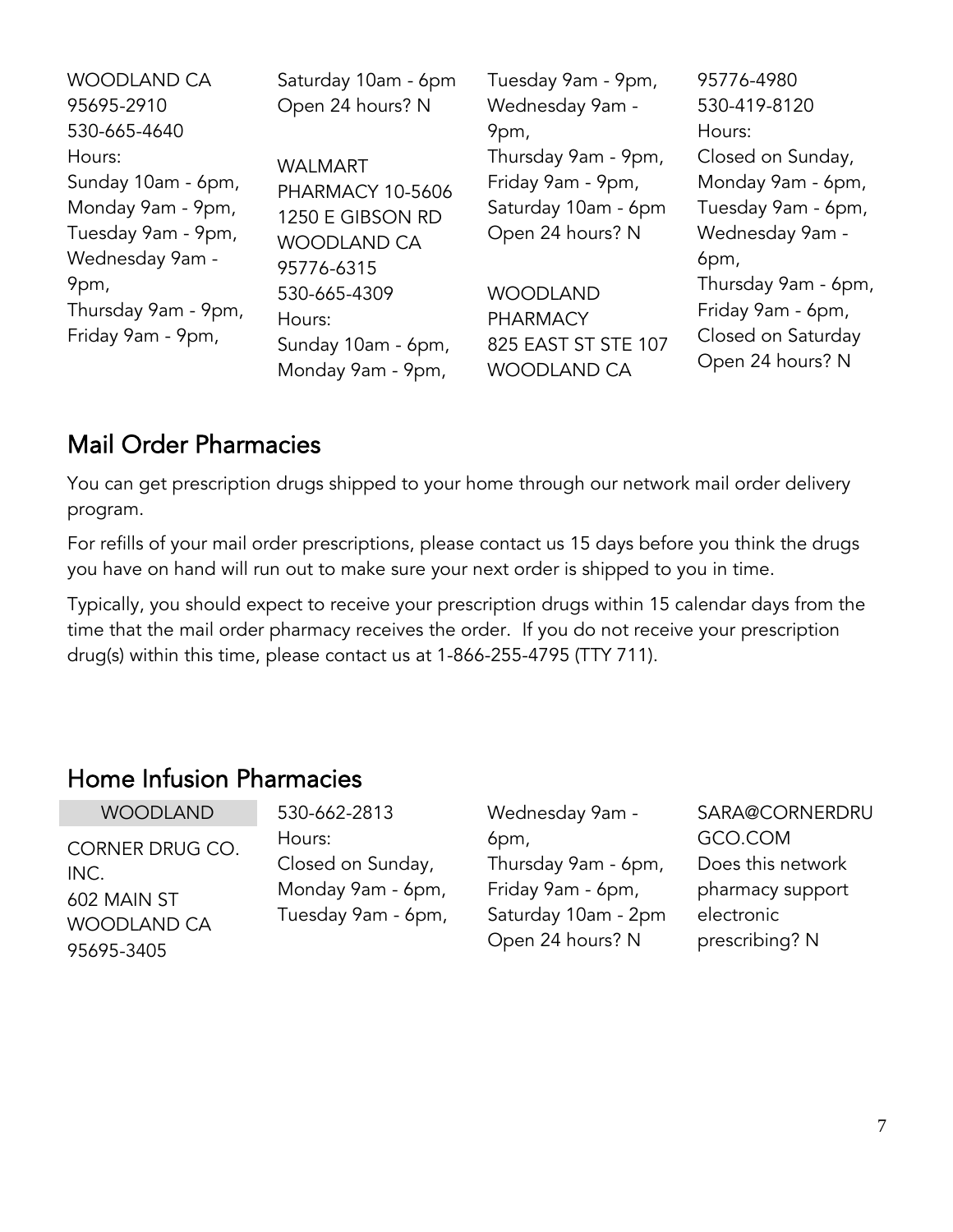WOODLAND CA
95695-2910
530-665-4640
Hours:
Sunday 10am - 6pm,
Monday 9am - 9pm,
Tuesday 9am - 9pm,
Wednesday 9am - 9pm,
Thursday 9am - 9pm,
Friday 9am - 9pm,
Saturday 10am - 6pm
Open 24 hours? N

WALMART PHARMACY 10-5606
1250 E GIBSON RD
WOODLAND CA
95776-6315
530-665-4309
Hours:
Sunday 10am - 6pm,
Monday 9am - 9pm,
Tuesday 9am - 9pm,
Wednesday 9am - 9pm,
Thursday 9am - 9pm,
Friday 9am - 9pm,
Saturday 10am - 6pm
Open 24 hours? N

WOODLAND PHARMACY
825 EAST ST STE 107
WOODLAND CA
95776-4980
530-419-8120
Hours:
Closed on Sunday,
Monday 9am - 6pm,
Tuesday 9am - 6pm,
Wednesday 9am - 6pm,
Thursday 9am - 6pm,
Friday 9am - 6pm,
Closed on Saturday
Open 24 hours? N

## Mail Order Pharmacies

You can get prescription drugs shipped to your home through our network mail order delivery program.

For refills of your mail order prescriptions, please contact us 15 days before you think the drugs you have on hand will run out to make sure your next order is shipped to you in time.

Typically, you should expect to receive your prescription drugs within 15 calendar days from the time that the mail order pharmacy receives the order. If you do not receive your prescription drug(s) within this time, please contact us at 1-866-255-4795 (TTY 711).

## Home Infusion Pharmacies

WOODLAND

CORNER DRUG CO. INC.
602 MAIN ST
WOODLAND CA
95695-3405
530-662-2813
Hours:
Closed on Sunday,
Monday 9am - 6pm,
Tuesday 9am - 6pm,
Wednesday 9am - 6pm,
Thursday 9am - 6pm,
Friday 9am - 6pm,
Saturday 10am - 2pm
Open 24 hours? N
SARA@CORNERDRUGCO.COM
Does this network pharmacy support electronic prescribing? N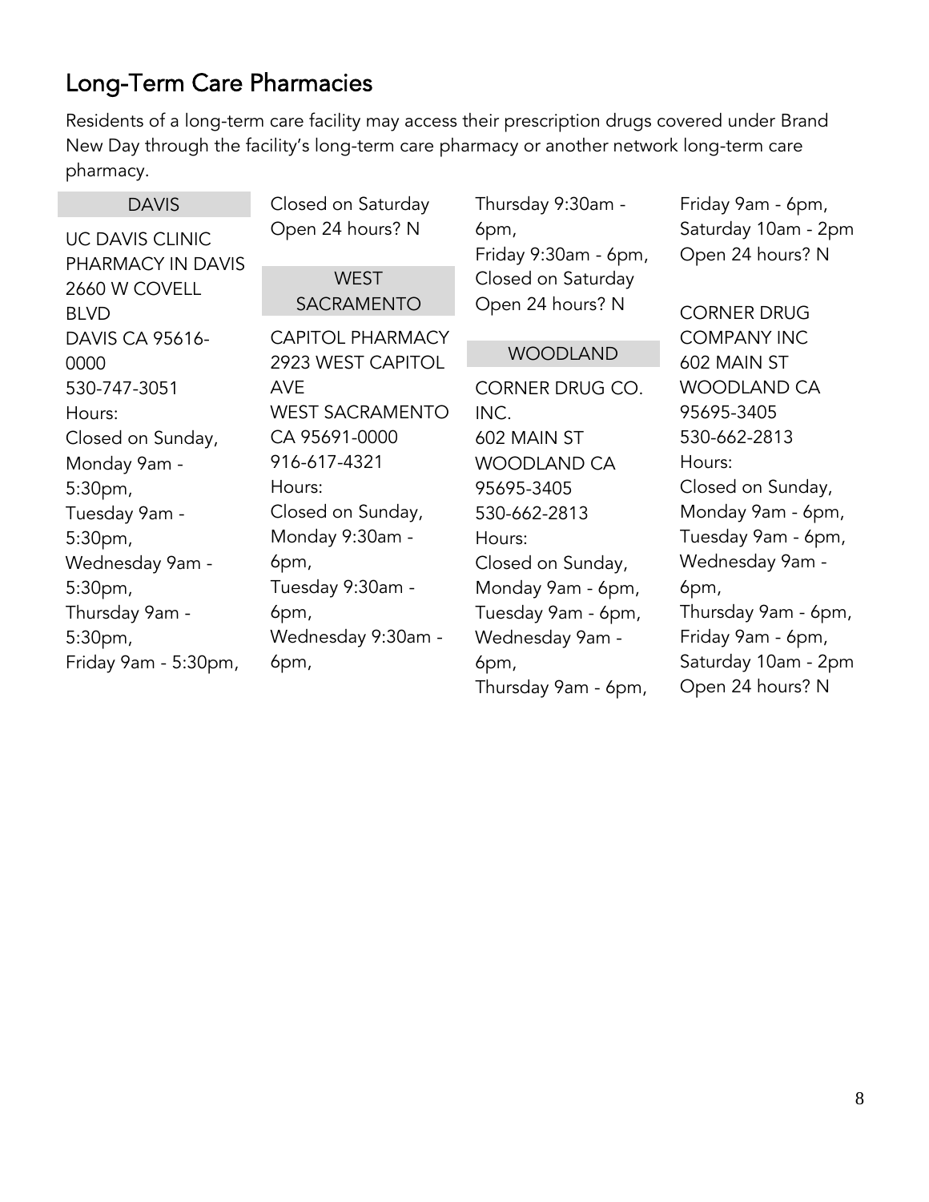## Long-Term Care Pharmacies

Residents of a long-term care facility may access their prescription drugs covered under Brand New Day through the facility's long-term care pharmacy or another network long-term care pharmacy.

### DAVIS

UC DAVIS CLINIC PHARMACY IN DAVIS
2660 W COVELL BLVD
DAVIS CA 95616-0000
530-747-3051
Hours:
Closed on Sunday,
Monday 9am - 5:30pm,
Tuesday 9am - 5:30pm,
Wednesday 9am - 5:30pm,
Thursday 9am - 5:30pm,
Friday 9am - 5:30pm,
Closed on Saturday
Open 24 hours? N

### WEST SACRAMENTO

CAPITOL PHARMACY
2923 WEST CAPITOL AVE
WEST SACRAMENTO CA 95691-0000
916-617-4321
Hours:
Closed on Sunday,
Monday 9:30am - 6pm,
Tuesday 9:30am - 6pm,
Wednesday 9:30am - 6pm,
Thursday 9:30am - 6pm,
Friday 9:30am - 6pm,
Closed on Saturday
Open 24 hours? N

### WOODLAND

CORNER DRUG CO. INC.
602 MAIN ST
WOODLAND CA 95695-3405
530-662-2813
Hours:
Closed on Sunday,
Monday 9am - 6pm,
Tuesday 9am - 6pm,
Wednesday 9am - 6pm,
Thursday 9am - 6pm,
Friday 9am - 6pm,
Saturday 10am - 2pm
Open 24 hours? N

CORNER DRUG COMPANY INC
602 MAIN ST
WOODLAND CA 95695-3405
530-662-2813
Hours:
Closed on Sunday,
Monday 9am - 6pm,
Tuesday 9am - 6pm,
Wednesday 9am - 6pm,
Thursday 9am - 6pm,
Friday 9am - 6pm,
Saturday 10am - 2pm
Open 24 hours? N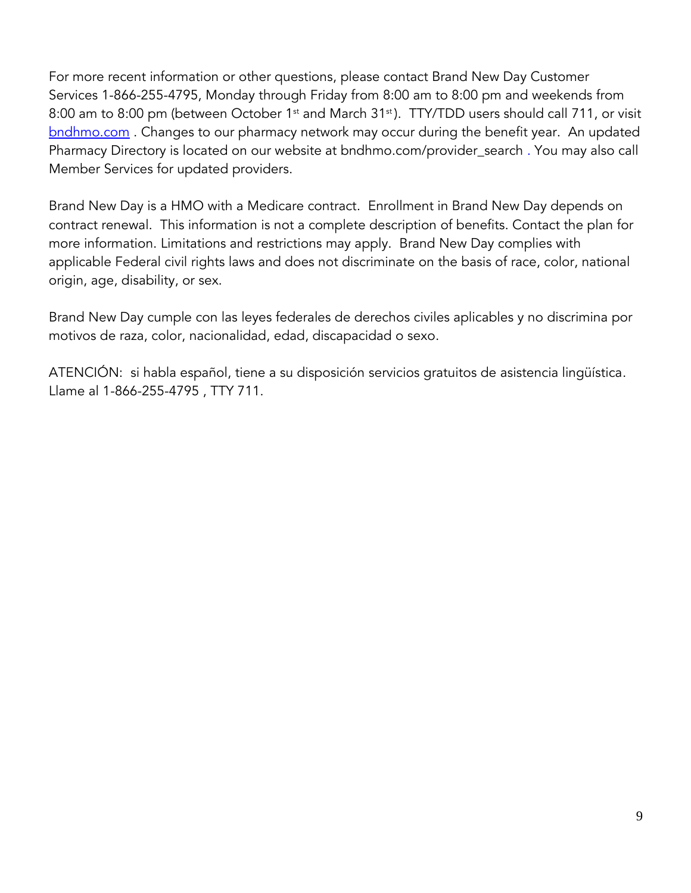For more recent information or other questions, please contact Brand New Day Customer Services 1-866-255-4795, Monday through Friday from 8:00 am to 8:00 pm and weekends from 8:00 am to 8:00 pm (between October 1st and March 31st). TTY/TDD users should call 711, or visit bndhmo.com . Changes to our pharmacy network may occur during the benefit year. An updated Pharmacy Directory is located on our website at bndhmo.com/provider_search . You may also call Member Services for updated providers.

Brand New Day is a HMO with a Medicare contract. Enrollment in Brand New Day depends on contract renewal. This information is not a complete description of benefits. Contact the plan for more information. Limitations and restrictions may apply. Brand New Day complies with applicable Federal civil rights laws and does not discriminate on the basis of race, color, national origin, age, disability, or sex.

Brand New Day cumple con las leyes federales de derechos civiles aplicables y no discrimina por motivos de raza, color, nacionalidad, edad, discapacidad o sexo.

ATENCIÓN: si habla español, tiene a su disposición servicios gratuitos de asistencia lingüística. Llame al 1-866-255-4795 , TTY 711.